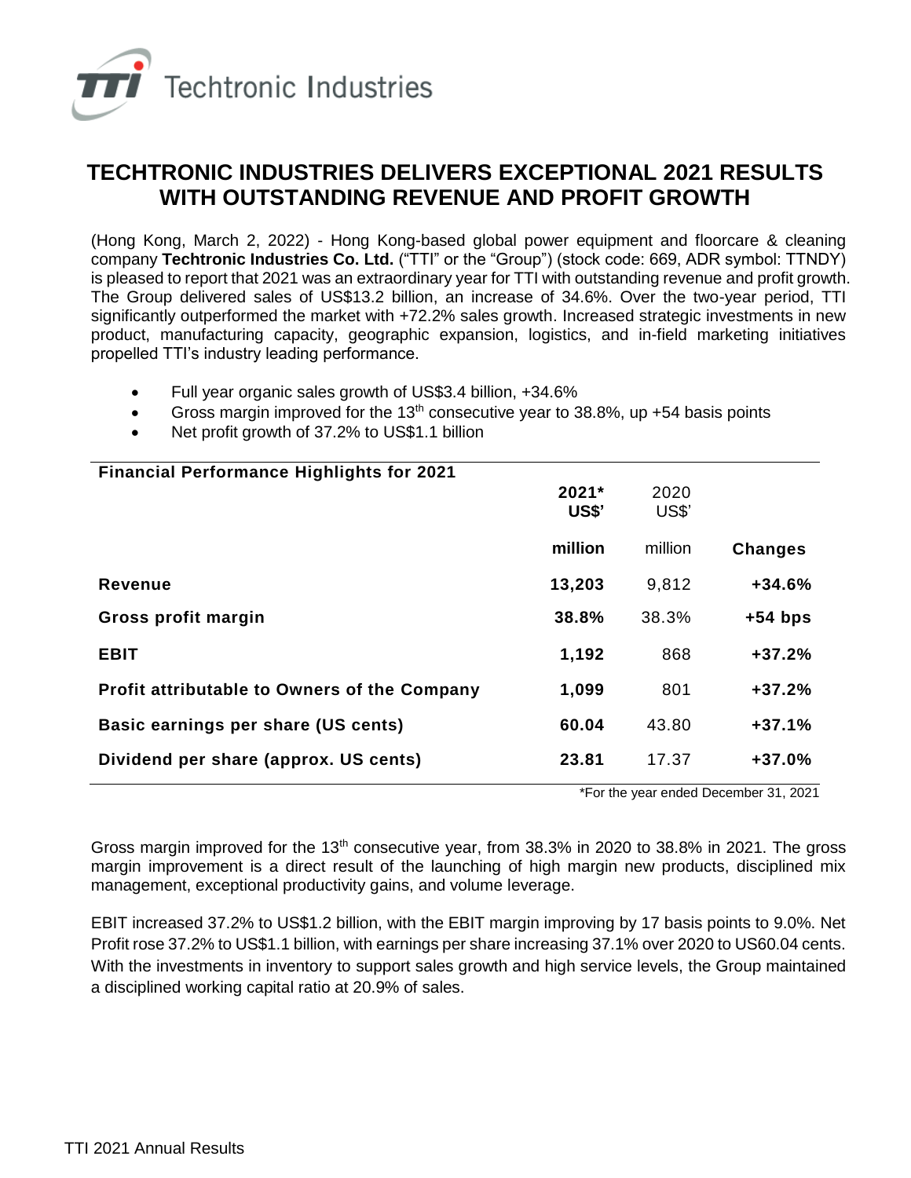Techtronic Industries

# TECHTRONIC INDUSTRIES DELIVERS EXCEPTIONAL 2021 RESULTS WITH OUTSTANDING REVENUE AND PROFIT GROWTH

(Hong Kong, March 2, 2022) - Hong Kong-based global power equipment and floorcare & cleaning company **Techtronic Industries Co. Ltd.** ("TTI" or the "Group") (stock code: 669, ADR symbol: TTNDY) is pleased to report that 2021 was an extraordinary year for TTI with outstanding revenue and profit growth. The Group delivered sales of US$13.2 billion, an increase of 34.6%. Over the two-year period, TTI significantly outperformed the market with +72.2% sales growth. Increased strategic investments in new product, manufacturing capacity, geographic expansion, logistics, and in-field marketing initiatives propelled TTI's industry leading performance.

- Full year organic sales growth of US$3.4 billion, +34.6%
- Gross margin improved for the 13th consecutive year to 38.8%, up +54 basis points
- Net profit growth of 37.2% to US$1.1 billion

| Financial Performance Highlights for 2021 | 2021* US$' million | 2020 US$' million | Changes |
|---|---|---|---|
| **Revenue** | **13,203** | 9,812 | **+34.6%** |
| **Gross profit margin** | **38.8%** | 38.3% | **+54 bps** |
| **EBIT** | **1,192** | 868 | **+37.2%** |
| **Profit attributable to Owners of the Company** | **1,099** | 801 | **+37.2%** |
| **Basic earnings per share (US cents)** | **60.04** | 43.80 | **+37.1%** |
| **Dividend per share (approx. US cents)** | **23.81** | 17.37 | **+37.0%** |

*For the year ended December 31, 2021

Gross margin improved for the 13th consecutive year, from 38.3% in 2020 to 38.8% in 2021. The gross margin improvement is a direct result of the launching of high margin new products, disciplined mix management, exceptional productivity gains, and volume leverage.

EBIT increased 37.2% to US$1.2 billion, with the EBIT margin improving by 17 basis points to 9.0%. Net Profit rose 37.2% to US$1.1 billion, with earnings per share increasing 37.1% over 2020 to US60.04 cents. With the investments in inventory to support sales growth and high service levels, the Group maintained a disciplined working capital ratio at 20.9% of sales.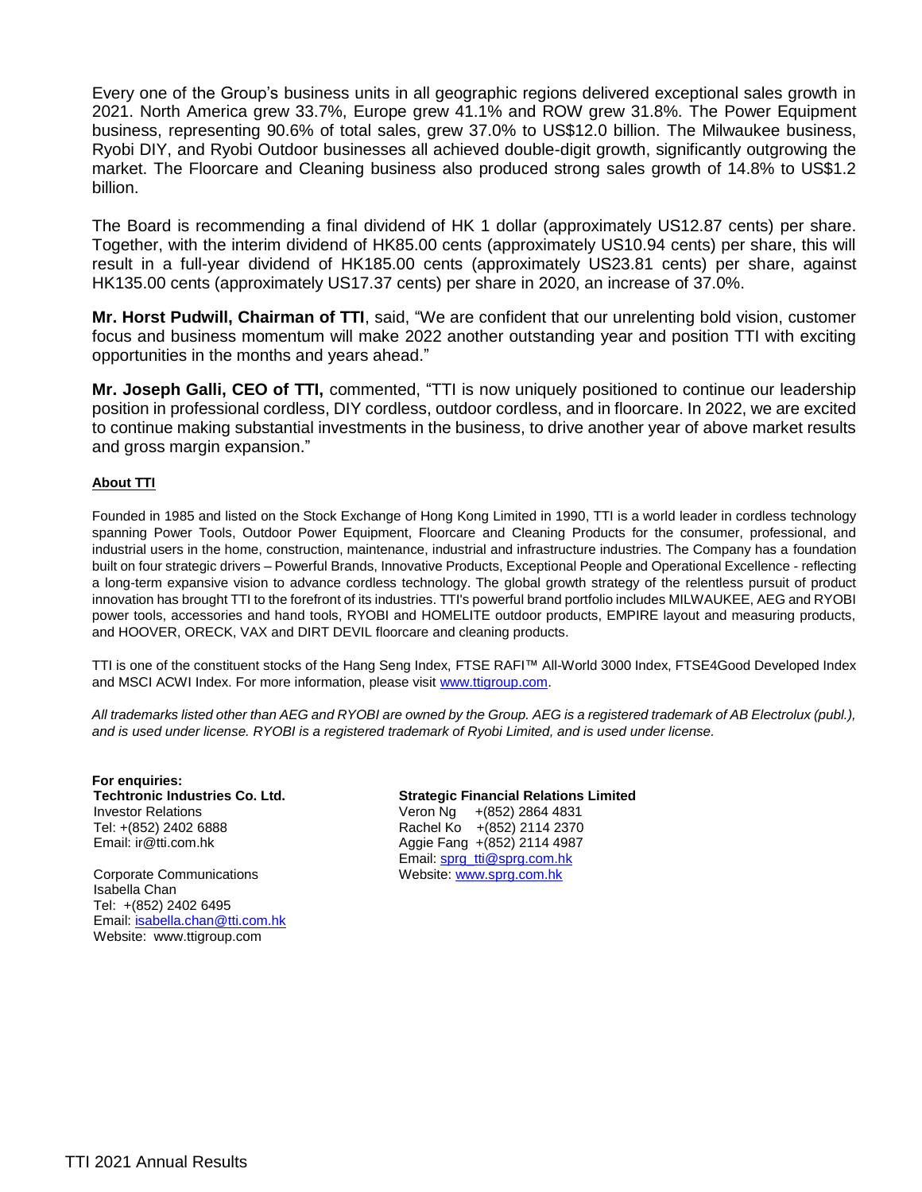Every one of the Group's business units in all geographic regions delivered exceptional sales growth in 2021. North America grew 33.7%, Europe grew 41.1% and ROW grew 31.8%. The Power Equipment business, representing 90.6% of total sales, grew 37.0% to US$12.0 billion. The Milwaukee business, Ryobi DIY, and Ryobi Outdoor businesses all achieved double-digit growth, significantly outgrowing the market. The Floorcare and Cleaning business also produced strong sales growth of 14.8% to US$1.2 billion.

The Board is recommending a final dividend of HK 1 dollar (approximately US12.87 cents) per share. Together, with the interim dividend of HK85.00 cents (approximately US10.94 cents) per share, this will result in a full-year dividend of HK185.00 cents (approximately US23.81 cents) per share, against HK135.00 cents (approximately US17.37 cents) per share in 2020, an increase of 37.0%.

**Mr. Horst Pudwill, Chairman of TTI**, said, "We are confident that our unrelenting bold vision, customer focus and business momentum will make 2022 another outstanding year and position TTI with exciting opportunities in the months and years ahead."

**Mr. Joseph Galli, CEO of TTI,** commented, "TTI is now uniquely positioned to continue our leadership position in professional cordless, DIY cordless, outdoor cordless, and in floorcare. In 2022, we are excited to continue making substantial investments in the business, to drive another year of above market results and gross margin expansion."

**About TTI**

Founded in 1985 and listed on the Stock Exchange of Hong Kong Limited in 1990, TTI is a world leader in cordless technology spanning Power Tools, Outdoor Power Equipment, Floorcare and Cleaning Products for the consumer, professional, and industrial users in the home, construction, maintenance, industrial and infrastructure industries. The Company has a foundation built on four strategic drivers – Powerful Brands, Innovative Products, Exceptional People and Operational Excellence - reflecting a long-term expansive vision to advance cordless technology. The global growth strategy of the relentless pursuit of product innovation has brought TTI to the forefront of its industries. TTI's powerful brand portfolio includes MILWAUKEE, AEG and RYOBI power tools, accessories and hand tools, RYOBI and HOMELITE outdoor products, EMPIRE layout and measuring products, and HOOVER, ORECK, VAX and DIRT DEVIL floorcare and cleaning products.

TTI is one of the constituent stocks of the Hang Seng Index, FTSE RAFI™ All-World 3000 Index, FTSE4Good Developed Index and MSCI ACWI Index. For more information, please visit www.ttigroup.com.

*All trademarks listed other than AEG and RYOBI are owned by the Group. AEG is a registered trademark of AB Electrolux (publ.), and is used under license. RYOBI is a registered trademark of Ryobi Limited, and is used under license.*

**For enquiries:**

**Techtronic Industries Co. Ltd.**
Investor Relations
Tel: +(852) 2402 6888
Email: ir@tti.com.hk

Corporate Communications
Isabella Chan
Tel: +(852) 2402 6495
Email: isabella.chan@tti.com.hk
Website: www.ttigroup.com

**Strategic Financial Relations Limited**
Veron Ng +(852) 2864 4831
Rachel Ko +(852) 2114 2370
Aggie Fang +(852) 2114 4987
Email: sprg_tti@sprg.com.hk
Website: www.sprg.com.hk